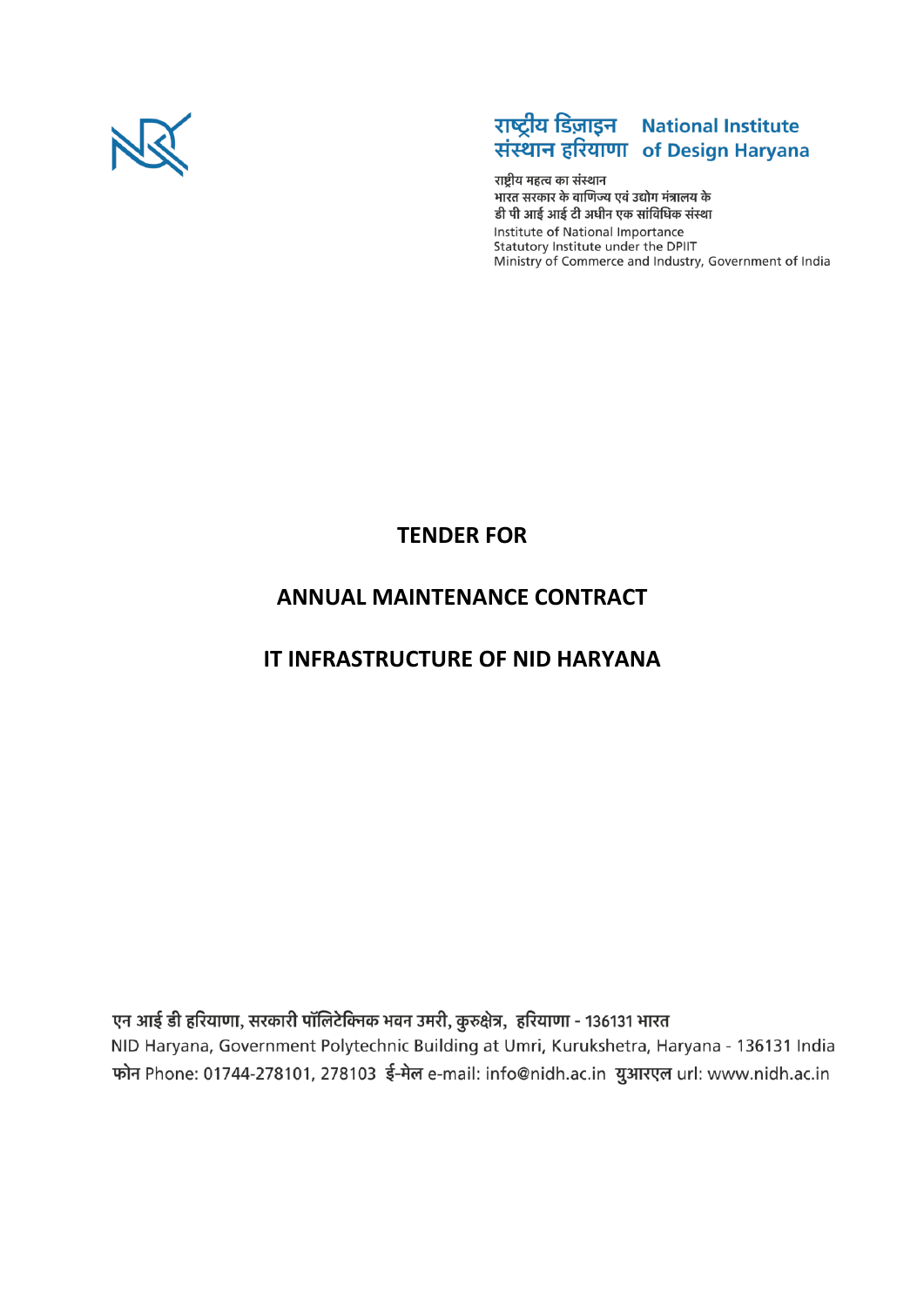राष्ट्रीय डिज़ाइन संस्थान हरियाणा **National Institute of Design Haryana**

राष्ट्रीय महत्व का संस्थान
भारत सरकार के वाणिज्य एवं उद्योग मंत्रालय के
डी पी आई आई टी अधीन एक सांविधिक संस्था
Institute of National Importance
Statutory Institute under the DPIIT
Ministry of Commerce and Industry, Government of India

# TENDER FOR

# ANNUAL MAINTENANCE CONTRACT

# IT INFRASTRUCTURE OF NID HARYANA

एन आई डी हरियाणा, सरकारी पॉलिटेक्निक भवन उमरी, कुरुक्षेत्र, हरियाणा - 136131 भारत
NID Haryana, Government Polytechnic Building at Umri, Kurukshetra, Haryana - 136131 India
फोन Phone: 01744-278101, 278103 ई-मेल e-mail: info@nidh.ac.in युआरएल url: www.nidh.ac.in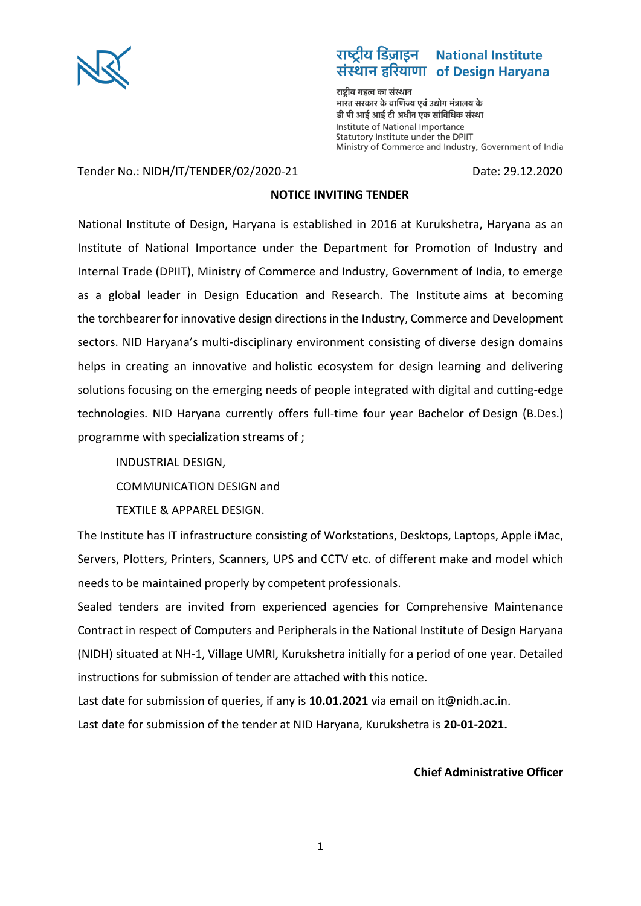राष्ट्रीय डिज़ाइन संस्थान हरियाणा **National Institute of Design Haryana**

राष्ट्रीय महत्व का संस्थान
भारत सरकार के वाणिज्य एवं उद्योग मंत्रालय के
डी पी आई आई टी अधीन एक सांविधिक संस्था
Institute of National Importance
Statutory Institute under the DPIIT
Ministry of Commerce and Industry, Government of India

Tender No.: NIDH/IT/TENDER/02/2020-21 Date: 29.12.2020

**NOTICE INVITING TENDER**

National Institute of Design, Haryana is established in 2016 at Kurukshetra, Haryana as an Institute of National Importance under the Department for Promotion of Industry and Internal Trade (DPIIT), Ministry of Commerce and Industry, Government of India, to emerge as a global leader in Design Education and Research. The Institute aims at becoming the torchbearer for innovative design directions in the Industry, Commerce and Development sectors. NID Haryana's multi-disciplinary environment consisting of diverse design domains helps in creating an innovative and holistic ecosystem for design learning and delivering solutions focusing on the emerging needs of people integrated with digital and cutting-edge technologies. NID Haryana currently offers full-time four year Bachelor of Design (B.Des.) programme with specialization streams of ;

INDUSTRIAL DESIGN,
COMMUNICATION DESIGN and
TEXTILE & APPAREL DESIGN.

The Institute has IT infrastructure consisting of Workstations, Desktops, Laptops, Apple iMac, Servers, Plotters, Printers, Scanners, UPS and CCTV etc. of different make and model which needs to be maintained properly by competent professionals.

Sealed tenders are invited from experienced agencies for Comprehensive Maintenance Contract in respect of Computers and Peripherals in the National Institute of Design Haryana (NIDH) situated at NH-1, Village UMRI, Kurukshetra initially for a period of one year. Detailed instructions for submission of tender are attached with this notice.

Last date for submission of queries, if any is **10.01.2021** via email on it@nidh.ac.in.

Last date for submission of the tender at NID Haryana, Kurukshetra is **20-01-2021.**

**Chief Administrative Officer**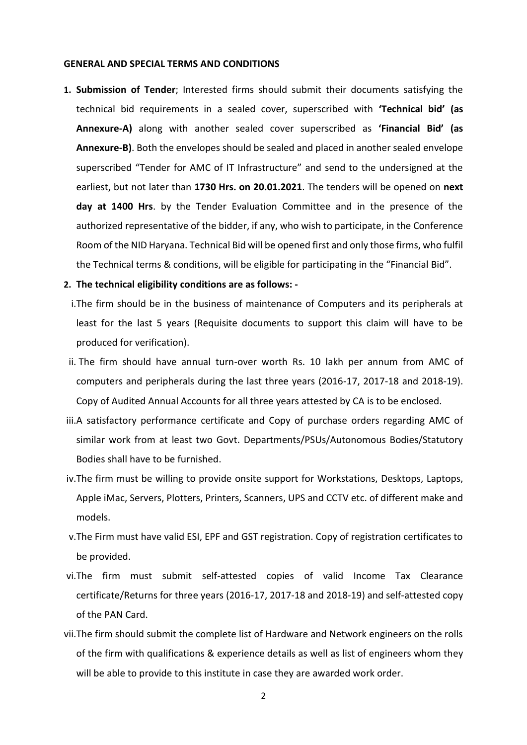**GENERAL AND SPECIAL TERMS AND CONDITIONS**

1. **Submission of Tender**; Interested firms should submit their documents satisfying the technical bid requirements in a sealed cover, superscribed with **'Technical bid' (as Annexure-A)** along with another sealed cover superscribed as **'Financial Bid' (as Annexure-B)**. Both the envelopes should be sealed and placed in another sealed envelope superscribed "Tender for AMC of IT Infrastructure" and send to the undersigned at the earliest, but not later than **1730 Hrs. on 20.01.2021**. The tenders will be opened on **next day at 1400 Hrs**. by the Tender Evaluation Committee and in the presence of the authorized representative of the bidder, if any, who wish to participate, in the Conference Room of the NID Haryana. Technical Bid will be opened first and only those firms, who fulfil the Technical terms & conditions, will be eligible for participating in the "Financial Bid".

2. **The technical eligibility conditions are as follows: -**

   i. The firm should be in the business of maintenance of Computers and its peripherals at least for the last 5 years (Requisite documents to support this claim will have to be produced for verification).

   ii. The firm should have annual turn-over worth Rs. 10 lakh per annum from AMC of computers and peripherals during the last three years (2016-17, 2017-18 and 2018-19). Copy of Audited Annual Accounts for all three years attested by CA is to be enclosed.

   iii. A satisfactory performance certificate and Copy of purchase orders regarding AMC of similar work from at least two Govt. Departments/PSUs/Autonomous Bodies/Statutory Bodies shall have to be furnished.

   iv. The firm must be willing to provide onsite support for Workstations, Desktops, Laptops, Apple iMac, Servers, Plotters, Printers, Scanners, UPS and CCTV etc. of different make and models.

   v. The Firm must have valid ESI, EPF and GST registration. Copy of registration certificates to be provided.

   vi. The firm must submit self-attested copies of valid Income Tax Clearance certificate/Returns for three years (2016-17, 2017-18 and 2018-19) and self-attested copy of the PAN Card.

   vii. The firm should submit the complete list of Hardware and Network engineers on the rolls of the firm with qualifications & experience details as well as list of engineers whom they will be able to provide to this institute in case they are awarded work order.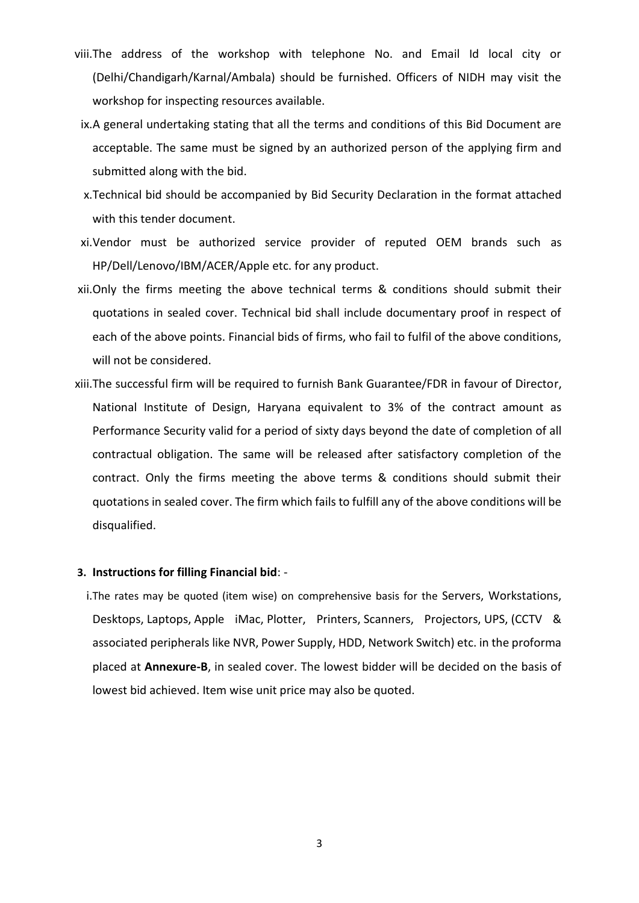viii. The address of the workshop with telephone No. and Email Id local city or (Delhi/Chandigarh/Karnal/Ambala) should be furnished. Officers of NIDH may visit the workshop for inspecting resources available.

ix. A general undertaking stating that all the terms and conditions of this Bid Document are acceptable. The same must be signed by an authorized person of the applying firm and submitted along with the bid.

x. Technical bid should be accompanied by Bid Security Declaration in the format attached with this tender document.

xi. Vendor must be authorized service provider of reputed OEM brands such as HP/Dell/Lenovo/IBM/ACER/Apple etc. for any product.

xii. Only the firms meeting the above technical terms & conditions should submit their quotations in sealed cover. Technical bid shall include documentary proof in respect of each of the above points. Financial bids of firms, who fail to fulfil of the above conditions, will not be considered.

xiii. The successful firm will be required to furnish Bank Guarantee/FDR in favour of Director, National Institute of Design, Haryana equivalent to 3% of the contract amount as Performance Security valid for a period of sixty days beyond the date of completion of all contractual obligation. The same will be released after satisfactory completion of the contract. Only the firms meeting the above terms & conditions should submit their quotations in sealed cover. The firm which fails to fulfill any of the above conditions will be disqualified.

**3. Instructions for filling Financial bid**: -

i. The rates may be quoted (item wise) on comprehensive basis for the Servers, Workstations, Desktops, Laptops, Apple iMac, Plotter, Printers, Scanners, Projectors, UPS, (CCTV & associated peripherals like NVR, Power Supply, HDD, Network Switch) etc. in the proforma placed at **Annexure-B**, in sealed cover. The lowest bidder will be decided on the basis of lowest bid achieved. Item wise unit price may also be quoted.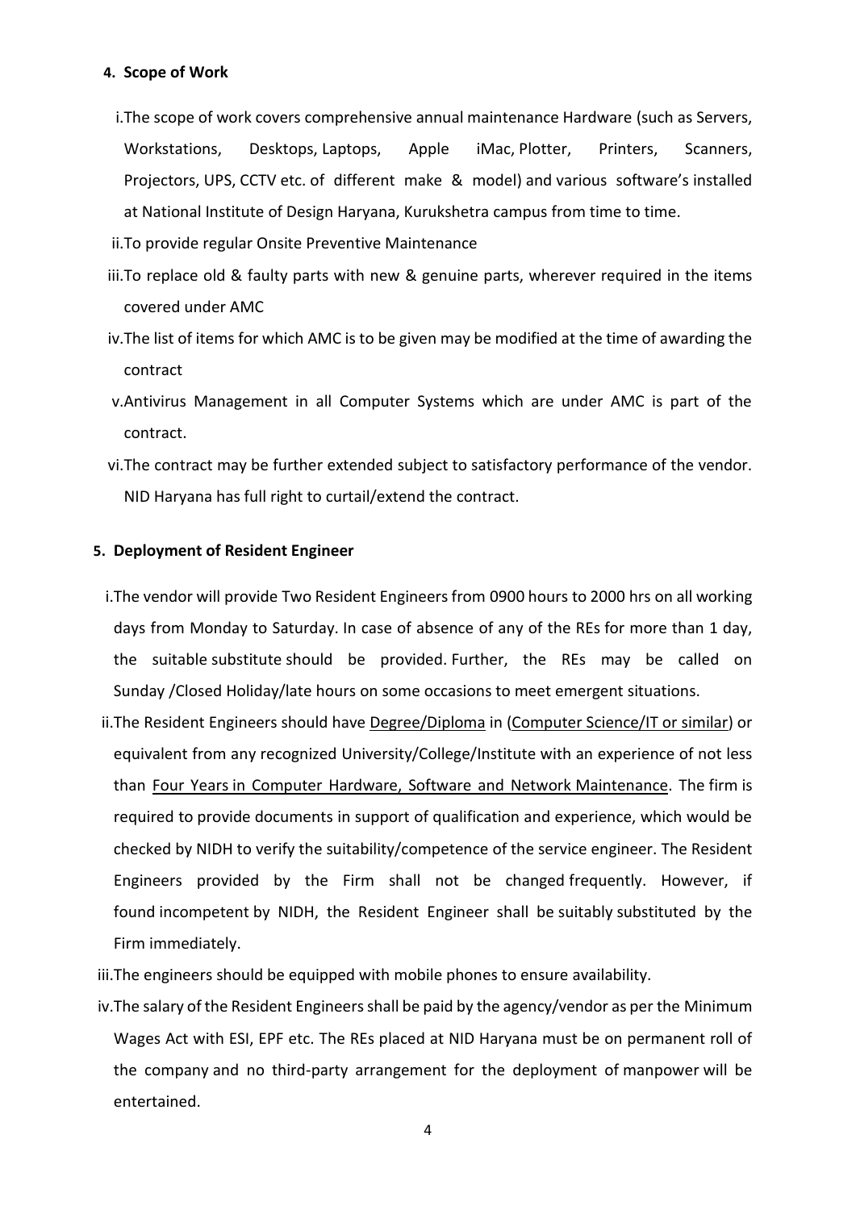**4. Scope of Work**

i. The scope of work covers comprehensive annual maintenance Hardware (such as Servers, Workstations, Desktops, Laptops, Apple iMac, Plotter, Printers, Scanners, Projectors, UPS, CCTV etc. of different make & model) and various software's installed at National Institute of Design Haryana, Kurukshetra campus from time to time.

ii. To provide regular Onsite Preventive Maintenance

iii. To replace old & faulty parts with new & genuine parts, wherever required in the items covered under AMC

iv. The list of items for which AMC is to be given may be modified at the time of awarding the contract

v. Antivirus Management in all Computer Systems which are under AMC is part of the contract.

vi. The contract may be further extended subject to satisfactory performance of the vendor. NID Haryana has full right to curtail/extend the contract.

**5. Deployment of Resident Engineer**

i. The vendor will provide Two Resident Engineers from 0900 hours to 2000 hrs on all working days from Monday to Saturday. In case of absence of any of the REs for more than 1 day, the suitable substitute should be provided. Further, the REs may be called on Sunday /Closed Holiday/late hours on some occasions to meet emergent situations.

ii. The Resident Engineers should have Degree/Diploma in (Computer Science/IT or similar) or equivalent from any recognized University/College/Institute with an experience of not less than Four Years in Computer Hardware, Software and Network Maintenance. The firm is required to provide documents in support of qualification and experience, which would be checked by NIDH to verify the suitability/competence of the service engineer. The Resident Engineers provided by the Firm shall not be changed frequently. However, if found incompetent by NIDH, the Resident Engineer shall be suitably substituted by the Firm immediately.

iii. The engineers should be equipped with mobile phones to ensure availability.

iv. The salary of the Resident Engineers shall be paid by the agency/vendor as per the Minimum Wages Act with ESI, EPF etc. The REs placed at NID Haryana must be on permanent roll of the company and no third-party arrangement for the deployment of manpower will be entertained.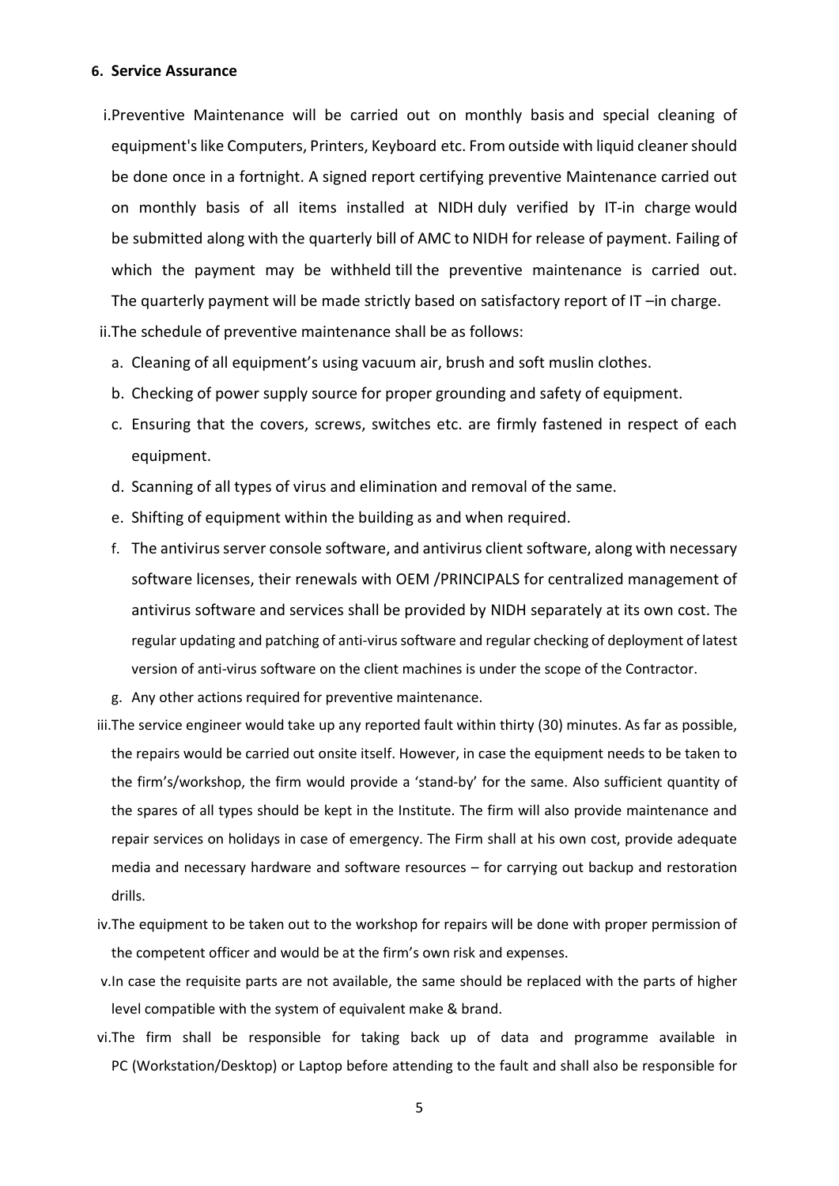**6. Service Assurance**

i. Preventive Maintenance will be carried out on monthly basis and special cleaning of equipment's like Computers, Printers, Keyboard etc. From outside with liquid cleaner should be done once in a fortnight. A signed report certifying preventive Maintenance carried out on monthly basis of all items installed at NIDH duly verified by IT-in charge would be submitted along with the quarterly bill of AMC to NIDH for release of payment. Failing of which the payment may be withheld till the preventive maintenance is carried out. The quarterly payment will be made strictly based on satisfactory report of IT –in charge.

ii. The schedule of preventive maintenance shall be as follows:

   a. Cleaning of all equipment's using vacuum air, brush and soft muslin clothes.
   b. Checking of power supply source for proper grounding and safety of equipment.
   c. Ensuring that the covers, screws, switches etc. are firmly fastened in respect of each equipment.
   d. Scanning of all types of virus and elimination and removal of the same.
   e. Shifting of equipment within the building as and when required.
   f. The antivirus server console software, and antivirus client software, along with necessary software licenses, their renewals with OEM /PRINCIPALS for centralized management of antivirus software and services shall be provided by NIDH separately at its own cost. The regular updating and patching of anti-virus software and regular checking of deployment of latest version of anti-virus software on the client machines is under the scope of the Contractor.
   g. Any other actions required for preventive maintenance.

iii. The service engineer would take up any reported fault within thirty (30) minutes. As far as possible, the repairs would be carried out onsite itself. However, in case the equipment needs to be taken to the firm's/workshop, the firm would provide a 'stand-by' for the same. Also sufficient quantity of the spares of all types should be kept in the Institute. The firm will also provide maintenance and repair services on holidays in case of emergency. The Firm shall at his own cost, provide adequate media and necessary hardware and software resources – for carrying out backup and restoration drills.

iv. The equipment to be taken out to the workshop for repairs will be done with proper permission of the competent officer and would be at the firm's own risk and expenses.

v. In case the requisite parts are not available, the same should be replaced with the parts of higher level compatible with the system of equivalent make & brand.

vi. The firm shall be responsible for taking back up of data and programme available in PC (Workstation/Desktop) or Laptop before attending to the fault and shall also be responsible for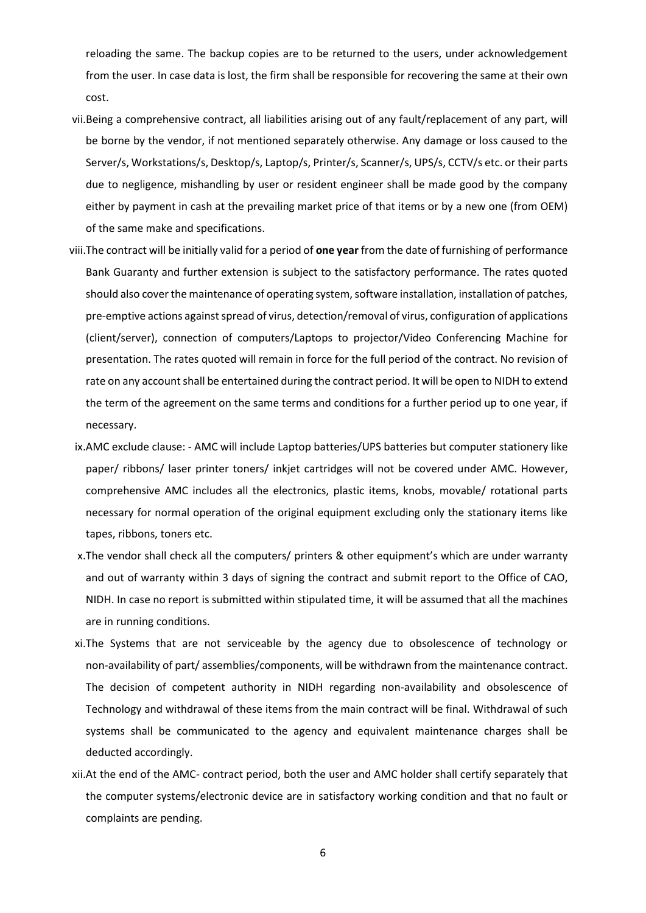reloading the same. The backup copies are to be returned to the users, under acknowledgement from the user. In case data is lost, the firm shall be responsible for recovering the same at their own cost.

vii. Being a comprehensive contract, all liabilities arising out of any fault/replacement of any part, will be borne by the vendor, if not mentioned separately otherwise. Any damage or loss caused to the Server/s, Workstations/s, Desktop/s, Laptop/s, Printer/s, Scanner/s, UPS/s, CCTV/s etc. or their parts due to negligence, mishandling by user or resident engineer shall be made good by the company either by payment in cash at the prevailing market price of that items or by a new one (from OEM) of the same make and specifications.

viii. The contract will be initially valid for a period of **one year** from the date of furnishing of performance Bank Guaranty and further extension is subject to the satisfactory performance. The rates quoted should also cover the maintenance of operating system, software installation, installation of patches, pre-emptive actions against spread of virus, detection/removal of virus, configuration of applications (client/server), connection of computers/Laptops to projector/Video Conferencing Machine for presentation. The rates quoted will remain in force for the full period of the contract. No revision of rate on any account shall be entertained during the contract period. It will be open to NIDH to extend the term of the agreement on the same terms and conditions for a further period up to one year, if necessary.

ix. AMC exclude clause: - AMC will include Laptop batteries/UPS batteries but computer stationery like paper/ ribbons/ laser printer toners/ inkjet cartridges will not be covered under AMC. However, comprehensive AMC includes all the electronics, plastic items, knobs, movable/ rotational parts necessary for normal operation of the original equipment excluding only the stationary items like tapes, ribbons, toners etc.

x. The vendor shall check all the computers/ printers & other equipment's which are under warranty and out of warranty within 3 days of signing the contract and submit report to the Office of CAO, NIDH. In case no report is submitted within stipulated time, it will be assumed that all the machines are in running conditions.

xi. The Systems that are not serviceable by the agency due to obsolescence of technology or non-availability of part/ assemblies/components, will be withdrawn from the maintenance contract. The decision of competent authority in NIDH regarding non-availability and obsolescence of Technology and withdrawal of these items from the main contract will be final. Withdrawal of such systems shall be communicated to the agency and equivalent maintenance charges shall be deducted accordingly.

xii. At the end of the AMC- contract period, both the user and AMC holder shall certify separately that the computer systems/electronic device are in satisfactory working condition and that no fault or complaints are pending.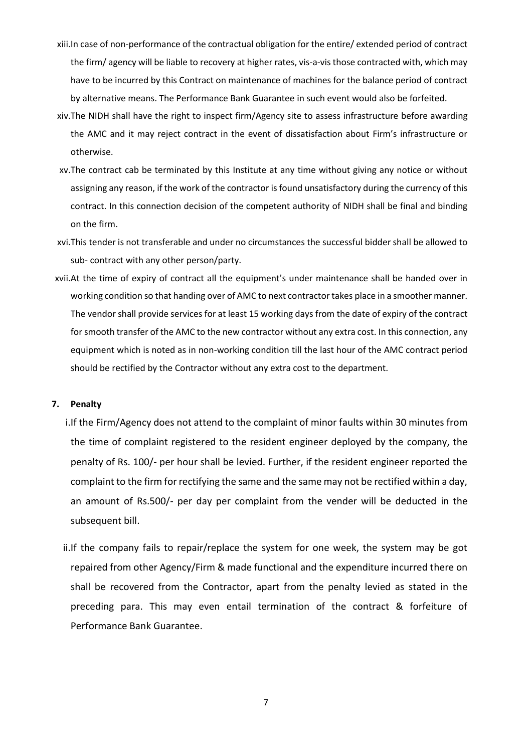xiii. In case of non-performance of the contractual obligation for the entire/ extended period of contract the firm/ agency will be liable to recovery at higher rates, vis-a-vis those contracted with, which may have to be incurred by this Contract on maintenance of machines for the balance period of contract by alternative means. The Performance Bank Guarantee in such event would also be forfeited.

xiv. The NIDH shall have the right to inspect firm/Agency site to assess infrastructure before awarding the AMC and it may reject contract in the event of dissatisfaction about Firm's infrastructure or otherwise.

xv. The contract cab be terminated by this Institute at any time without giving any notice or without assigning any reason, if the work of the contractor is found unsatisfactory during the currency of this contract. In this connection decision of the competent authority of NIDH shall be final and binding on the firm.

xvi. This tender is not transferable and under no circumstances the successful bidder shall be allowed to sub- contract with any other person/party.

xvii. At the time of expiry of contract all the equipment's under maintenance shall be handed over in working condition so that handing over of AMC to next contractor takes place in a smoother manner. The vendor shall provide services for at least 15 working days from the date of expiry of the contract for smooth transfer of the AMC to the new contractor without any extra cost. In this connection, any equipment which is noted as in non-working condition till the last hour of the AMC contract period should be rectified by the Contractor without any extra cost to the department.

**7. Penalty**

i. If the Firm/Agency does not attend to the complaint of minor faults within 30 minutes from the time of complaint registered to the resident engineer deployed by the company, the penalty of Rs. 100/- per hour shall be levied. Further, if the resident engineer reported the complaint to the firm for rectifying the same and the same may not be rectified within a day, an amount of Rs.500/- per day per complaint from the vender will be deducted in the subsequent bill.

ii. If the company fails to repair/replace the system for one week, the system may be got repaired from other Agency/Firm & made functional and the expenditure incurred there on shall be recovered from the Contractor, apart from the penalty levied as stated in the preceding para. This may even entail termination of the contract & forfeiture of Performance Bank Guarantee.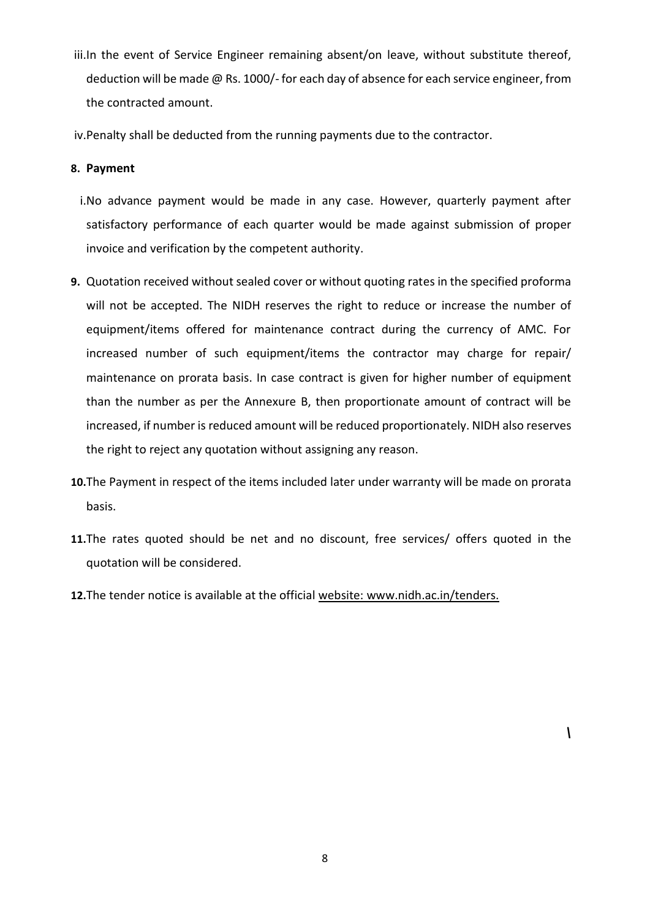iii. In the event of Service Engineer remaining absent/on leave, without substitute thereof, deduction will be made @ Rs. 1000/- for each day of absence for each service engineer, from the contracted amount.

iv. Penalty shall be deducted from the running payments due to the contractor.

**8. Payment**

i. No advance payment would be made in any case. However, quarterly payment after satisfactory performance of each quarter would be made against submission of proper invoice and verification by the competent authority.

**9.** Quotation received without sealed cover or without quoting rates in the specified proforma will not be accepted. The NIDH reserves the right to reduce or increase the number of equipment/items offered for maintenance contract during the currency of AMC. For increased number of such equipment/items the contractor may charge for repair/ maintenance on prorata basis. In case contract is given for higher number of equipment than the number as per the Annexure B, then proportionate amount of contract will be increased, if number is reduced amount will be reduced proportionately. NIDH also reserves the right to reject any quotation without assigning any reason.

**10.** The Payment in respect of the items included later under warranty will be made on prorata basis.

**11.** The rates quoted should be net and no discount, free services/ offers quoted in the quotation will be considered.

**12.** The tender notice is available at the official website: www.nidh.ac.in/tenders.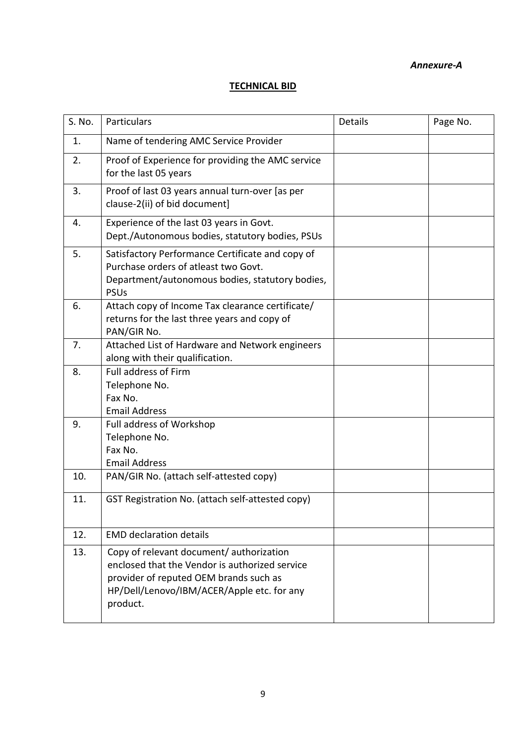*Annexure-A*

**TECHNICAL BID**

| S. No. | Particulars | Details | Page No. |
|---|---|---|---|
| 1. | Name of tendering AMC Service Provider | | |
| 2. | Proof of Experience for providing the AMC service for the last 05 years | | |
| 3. | Proof of last 03 years annual turn-over [as per clause-2(ii) of bid document] | | |
| 4. | Experience of the last 03 years in Govt. Dept./Autonomous bodies, statutory bodies, PSUs | | |
| 5. | Satisfactory Performance Certificate and copy of Purchase orders of atleast two Govt. Department/autonomous bodies, statutory bodies, PSUs | | |
| 6. | Attach copy of Income Tax clearance certificate/ returns for the last three years and copy of PAN/GIR No. | | |
| 7. | Attached List of Hardware and Network engineers along with their qualification. | | |
| 8. | Full address of Firm<br>Telephone No.<br>Fax No.<br>Email Address | | |
| 9. | Full address of Workshop<br>Telephone No.<br>Fax No.<br>Email Address | | |
| 10. | PAN/GIR No. (attach self-attested copy) | | |
| 11. | GST Registration No. (attach self-attested copy) | | |
| 12. | EMD declaration details | | |
| 13. | Copy of relevant document/ authorization enclosed that the Vendor is authorized service provider of reputed OEM brands such as HP/Dell/Lenovo/IBM/ACER/Apple etc. for any product. | | |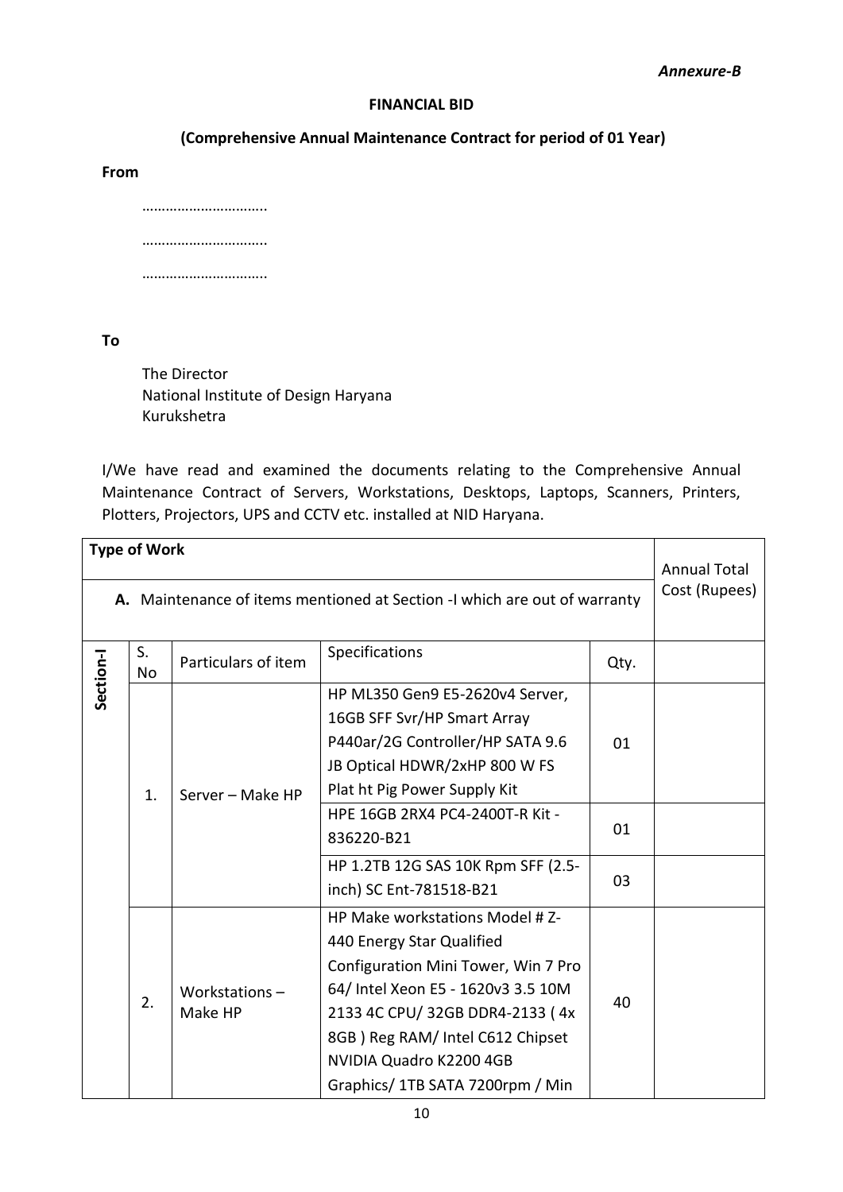*Annexure-B*

**FINANCIAL BID**

**(Comprehensive Annual Maintenance Contract for period of 01 Year)**

**From**

…………………………..

…………………………..

…………………………..

**To**

The Director
National Institute of Design Haryana
Kurukshetra

I/We have read and examined the documents relating to the Comprehensive Annual Maintenance Contract of Servers, Workstations, Desktops, Laptops, Scanners, Printers, Plotters, Projectors, UPS and CCTV etc. installed at NID Haryana.

| **Type of Work** | | | | | Annual Total Cost (Rupees) |
|---|---|---|---|---|---|
| **A.** Maintenance of items mentioned at Section -I which are out of warranty | | | | | |
| **Section-I** | S. No | Particulars of item | Specifications | Qty. | |
| | 1. | Server – Make HP | HP ML350 Gen9 E5-2620v4 Server, 16GB SFF Svr/HP Smart Array P440ar/2G Controller/HP SATA 9.6 JB Optical HDWR/2xHP 800 W FS Plat ht Pig Power Supply Kit | 01 | |
| | | | HPE 16GB 2RX4 PC4-2400T-R Kit - 836220-B21 | 01 | |
| | | | HP 1.2TB 12G SAS 10K Rpm SFF (2.5-inch) SC Ent-781518-B21 | 03 | |
| | 2. | Workstations – Make HP | HP Make workstations Model # Z-440 Energy Star Qualified Configuration Mini Tower, Win 7 Pro 64/ Intel Xeon E5 - 1620v3 3.5 10M 2133 4C CPU/ 32GB DDR4-2133 ( 4x 8GB ) Reg RAM/ Intel C612 Chipset NVIDIA Quadro K2200 4GB Graphics/ 1TB SATA 7200rpm / Min | 40 | |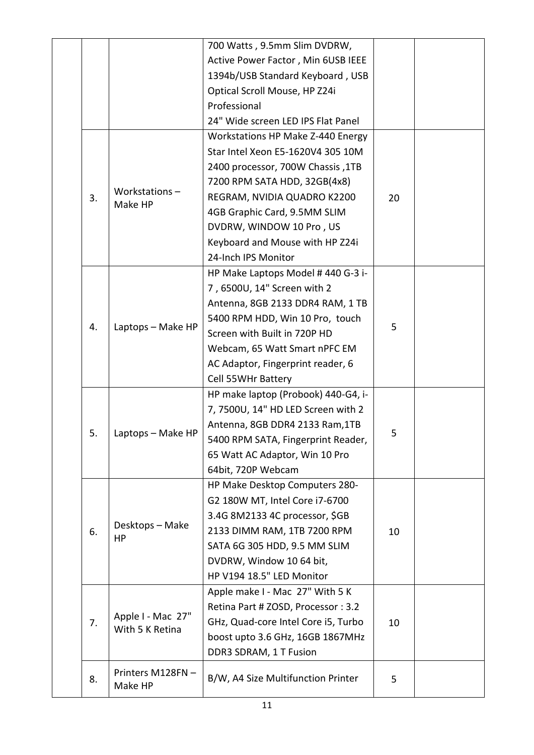| | | | | | |
|---|---|---|---|---|---|
| | | | 700 Watts , 9.5mm Slim DVDRW, Active Power Factor , Min 6USB IEEE 1394b/USB Standard Keyboard , USB Optical Scroll Mouse, HP Z24i Professional 24" Wide screen LED IPS Flat Panel | | |
| | 3. | Workstations – Make HP | Workstations HP Make Z-440 Energy Star Intel Xeon E5-1620V4 305 10M 2400 processor, 700W Chassis ,1TB 7200 RPM SATA HDD, 32GB(4x8) REGRAM, NVIDIA QUADRO K2200 4GB Graphic Card, 9.5MM SLIM DVDRW, WINDOW 10 Pro , US Keyboard and Mouse with HP Z24i 24-Inch IPS Monitor | 20 | |
| | 4. | Laptops – Make HP | HP Make Laptops Model # 440 G-3 i-7 , 6500U, 14" Screen with 2 Antenna, 8GB 2133 DDR4 RAM, 1 TB 5400 RPM HDD, Win 10 Pro, touch Screen with Built in 720P HD Webcam, 65 Watt Smart nPFC EM AC Adaptor, Fingerprint reader, 6 Cell 55WHr Battery | 5 | |
| | 5. | Laptops – Make HP | HP make laptop (Probook) 440-G4, i-7, 7500U, 14" HD LED Screen with 2 Antenna, 8GB DDR4 2133 Ram,1TB 5400 RPM SATA, Fingerprint Reader, 65 Watt AC Adaptor, Win 10 Pro 64bit, 720P Webcam | 5 | |
| | 6. | Desktops – Make HP | HP Make Desktop Computers 280-G2 180W MT, Intel Core i7-6700 3.4G 8M2133 4C processor, $GB 2133 DIMM RAM, 1TB 7200 RPM SATA 6G 305 HDD, 9.5 MM SLIM DVDRW, Window 10 64 bit, HP V194 18.5" LED Monitor | 10 | |
| | 7. | Apple I - Mac 27" With 5 K Retina | Apple make I - Mac 27" With 5 K Retina Part # ZOSD, Processor : 3.2 GHz, Quad-core Intel Core i5, Turbo boost upto 3.6 GHz, 16GB 1867MHz DDR3 SDRAM, 1 T Fusion | 10 | |
| | 8. | Printers M128FN – Make HP | B/W, A4 Size Multifunction Printer | 5 | |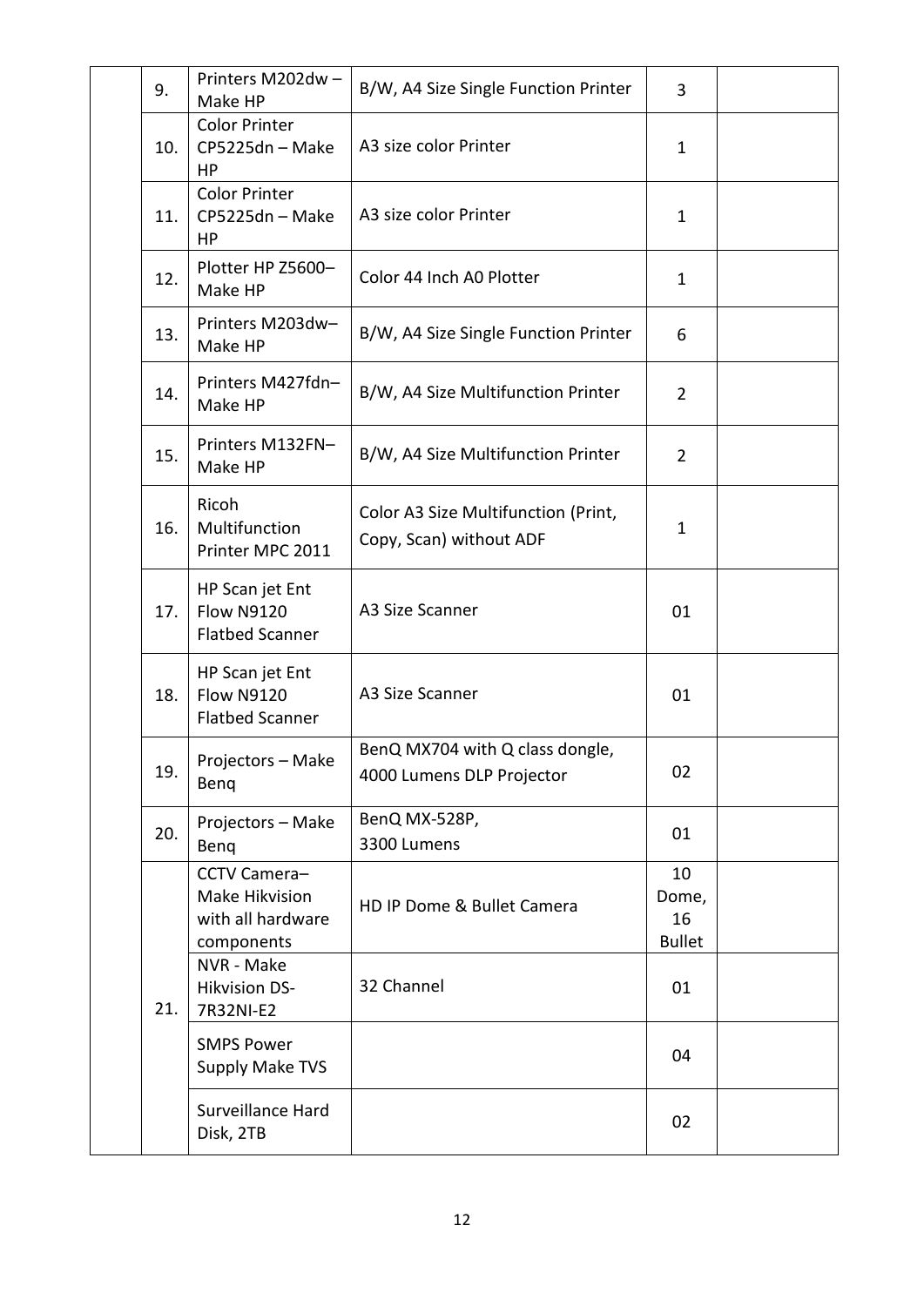| | | | | | |
|---|---|---|---|---|---|
| | 9. | Printers M202dw – Make HP | B/W, A4 Size Single Function Printer | 3 | |
| | 10. | Color Printer CP5225dn – Make HP | A3 size color Printer | 1 | |
| | 11. | Color Printer CP5225dn – Make HP | A3 size color Printer | 1 | |
| | 12. | Plotter HP Z5600– Make HP | Color 44 Inch A0 Plotter | 1 | |
| | 13. | Printers M203dw– Make HP | B/W, A4 Size Single Function Printer | 6 | |
| | 14. | Printers M427fdn– Make HP | B/W, A4 Size Multifunction Printer | 2 | |
| | 15. | Printers M132FN– Make HP | B/W, A4 Size Multifunction Printer | 2 | |
| | 16. | Ricoh Multifunction Printer MPC 2011 | Color A3 Size Multifunction (Print, Copy, Scan) without ADF | 1 | |
| | 17. | HP Scan jet Ent Flow N9120 Flatbed Scanner | A3 Size Scanner | 01 | |
| | 18. | HP Scan jet Ent Flow N9120 Flatbed Scanner | A3 Size Scanner | 01 | |
| | 19. | Projectors – Make Benq | BenQ MX704 with Q class dongle, 4000 Lumens DLP Projector | 02 | |
| | 20. | Projectors – Make Benq | BenQ MX-528P, 3300 Lumens | 01 | |
| | 21. | CCTV Camera– Make Hikvision with all hardware components | HD IP Dome & Bullet Camera | 10 Dome, 16 Bullet | |
| | | NVR - Make Hikvision DS-7R32NI-E2 | 32 Channel | 01 | |
| | | SMPS Power Supply Make TVS | | 04 | |
| | | Surveillance Hard Disk, 2TB | | 02 | |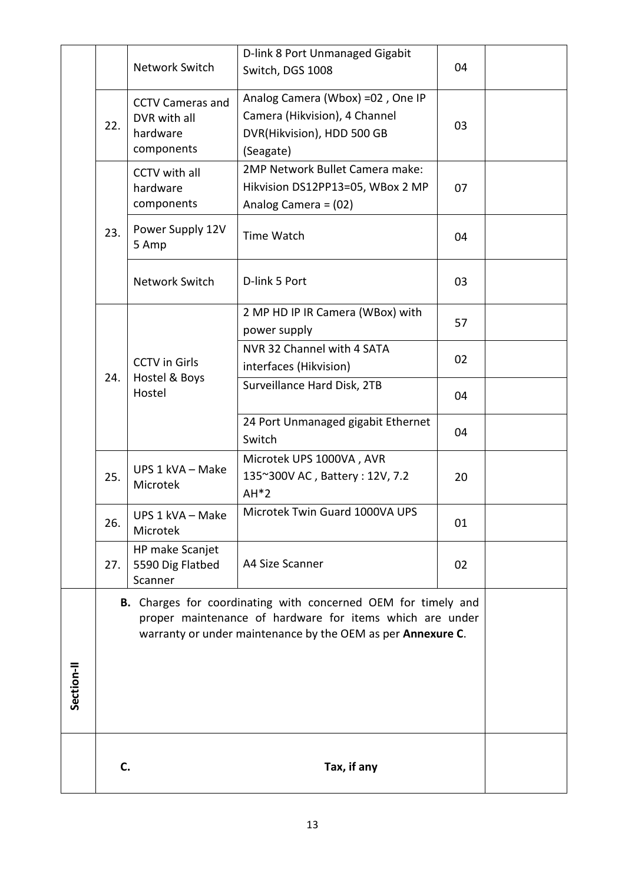| | | | | | |
|---|---|---|---|---|---|
| | | Network Switch | D-link 8 Port Unmanaged Gigabit Switch, DGS 1008 | 04 | |
| | 22. | CCTV Cameras and DVR with all hardware components | Analog Camera (Wbox) =02 , One IP Camera (Hikvision), 4 Channel DVR(Hikvision), HDD 500 GB (Seagate) | 03 | |
| | 23. | CCTV with all hardware components | 2MP Network Bullet Camera make: Hikvision DS12PP13=05, WBox 2 MP Analog Camera = (02) | 07 | |
| | | Power Supply 12V 5 Amp | Time Watch | 04 | |
| | | Network Switch | D-link 5 Port | 03 | |
| | 24. | CCTV in Girls Hostel & Boys Hostel | 2 MP HD IP IR Camera (WBox) with power supply | 57 | |
| | | | NVR 32 Channel with 4 SATA interfaces (Hikvision) | 02 | |
| | | | Surveillance Hard Disk, 2TB | 04 | |
| | | | 24 Port Unmanaged gigabit Ethernet Switch | 04 | |
| | 25. | UPS 1 kVA – Make Microtek | Microtek UPS 1000VA , AVR 135~300V AC , Battery : 12V, 7.2 AH*2 | 20 | |
| | 26. | UPS 1 kVA – Make Microtek | Microtek Twin Guard 1000VA UPS | 01 | |
| | 27. | HP make Scanjet 5590 Dig Flatbed Scanner | A4 Size Scanner | 02 | |
| **Section-II** | **B.** Charges for coordinating with concerned OEM for timely and proper maintenance of hardware for items which are under warranty or under maintenance by the OEM as per **Annexure C**. | | | | |
| | **C.** | **Tax, if any** | | | |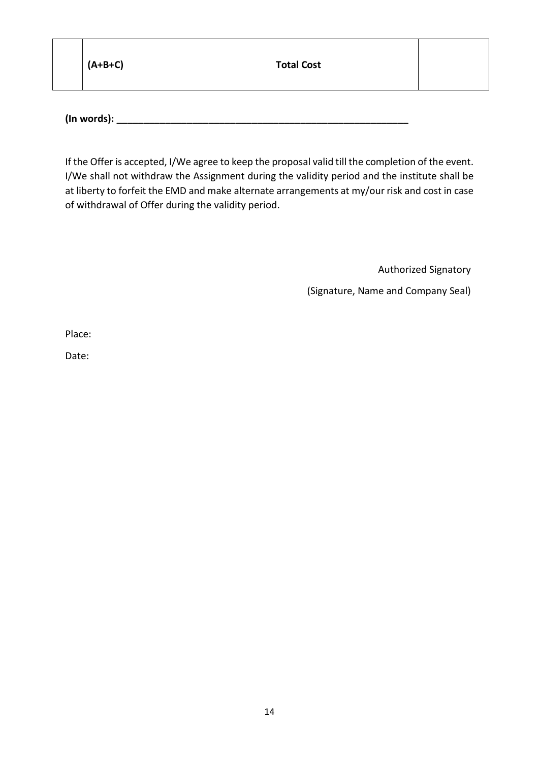|  | (A+B+C) | Total Cost |  |
| --- | --- | --- | --- |

**(In words): \_\_\_\_\_\_\_\_\_\_\_\_\_\_\_\_\_\_\_\_\_\_\_\_\_\_\_\_\_\_\_\_\_\_\_\_\_\_\_\_\_\_\_\_\_\_\_\_\_\_\_\_\_\_\_\_\_**

If the Offer is accepted, I/We agree to keep the proposal valid till the completion of the event. I/We shall not withdraw the Assignment during the validity period and the institute shall be at liberty to forfeit the EMD and make alternate arrangements at my/our risk and cost in case of withdrawal of Offer during the validity period.

Authorized Signatory

(Signature, Name and Company Seal)

Place:

Date: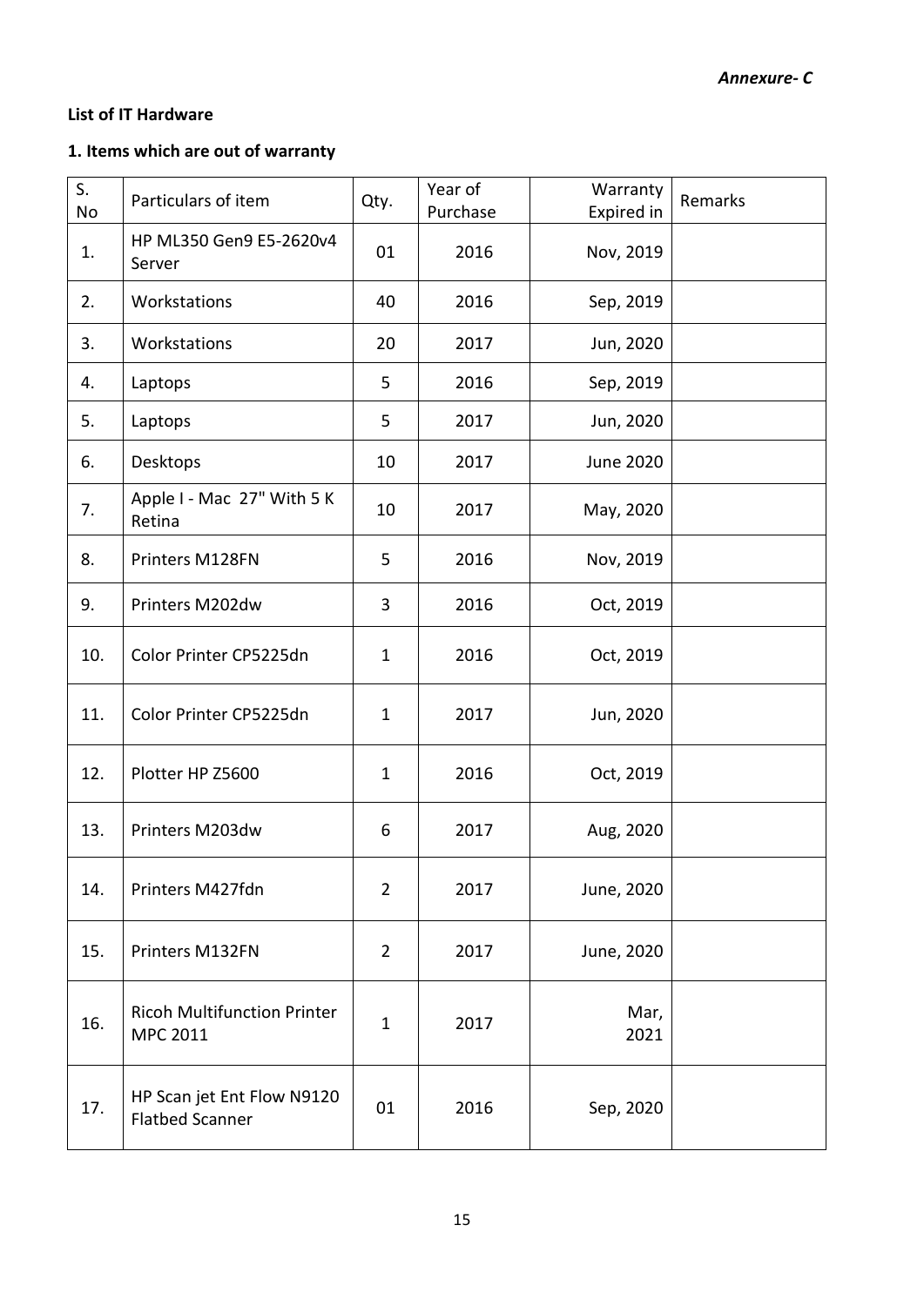*Annexure- C*

**List of IT Hardware**

**1. Items which are out of warranty**

| S. No | Particulars of item | Qty. | Year of Purchase | Warranty Expired in | Remarks |
|---|---|---|---|---|---|
| 1. | HP ML350 Gen9 E5-2620v4 Server | 01 | 2016 | Nov, 2019 | |
| 2. | Workstations | 40 | 2016 | Sep, 2019 | |
| 3. | Workstations | 20 | 2017 | Jun, 2020 | |
| 4. | Laptops | 5 | 2016 | Sep, 2019 | |
| 5. | Laptops | 5 | 2017 | Jun, 2020 | |
| 6. | Desktops | 10 | 2017 | June 2020 | |
| 7. | Apple I - Mac 27" With 5 K Retina | 10 | 2017 | May, 2020 | |
| 8. | Printers M128FN | 5 | 2016 | Nov, 2019 | |
| 9. | Printers M202dw | 3 | 2016 | Oct, 2019 | |
| 10. | Color Printer CP5225dn | 1 | 2016 | Oct, 2019 | |
| 11. | Color Printer CP5225dn | 1 | 2017 | Jun, 2020 | |
| 12. | Plotter HP Z5600 | 1 | 2016 | Oct, 2019 | |
| 13. | Printers M203dw | 6 | 2017 | Aug, 2020 | |
| 14. | Printers M427fdn | 2 | 2017 | June, 2020 | |
| 15. | Printers M132FN | 2 | 2017 | June, 2020 | |
| 16. | Ricoh Multifunction Printer MPC 2011 | 1 | 2017 | Mar, 2021 | |
| 17. | HP Scan jet Ent Flow N9120 Flatbed Scanner | 01 | 2016 | Sep, 2020 | |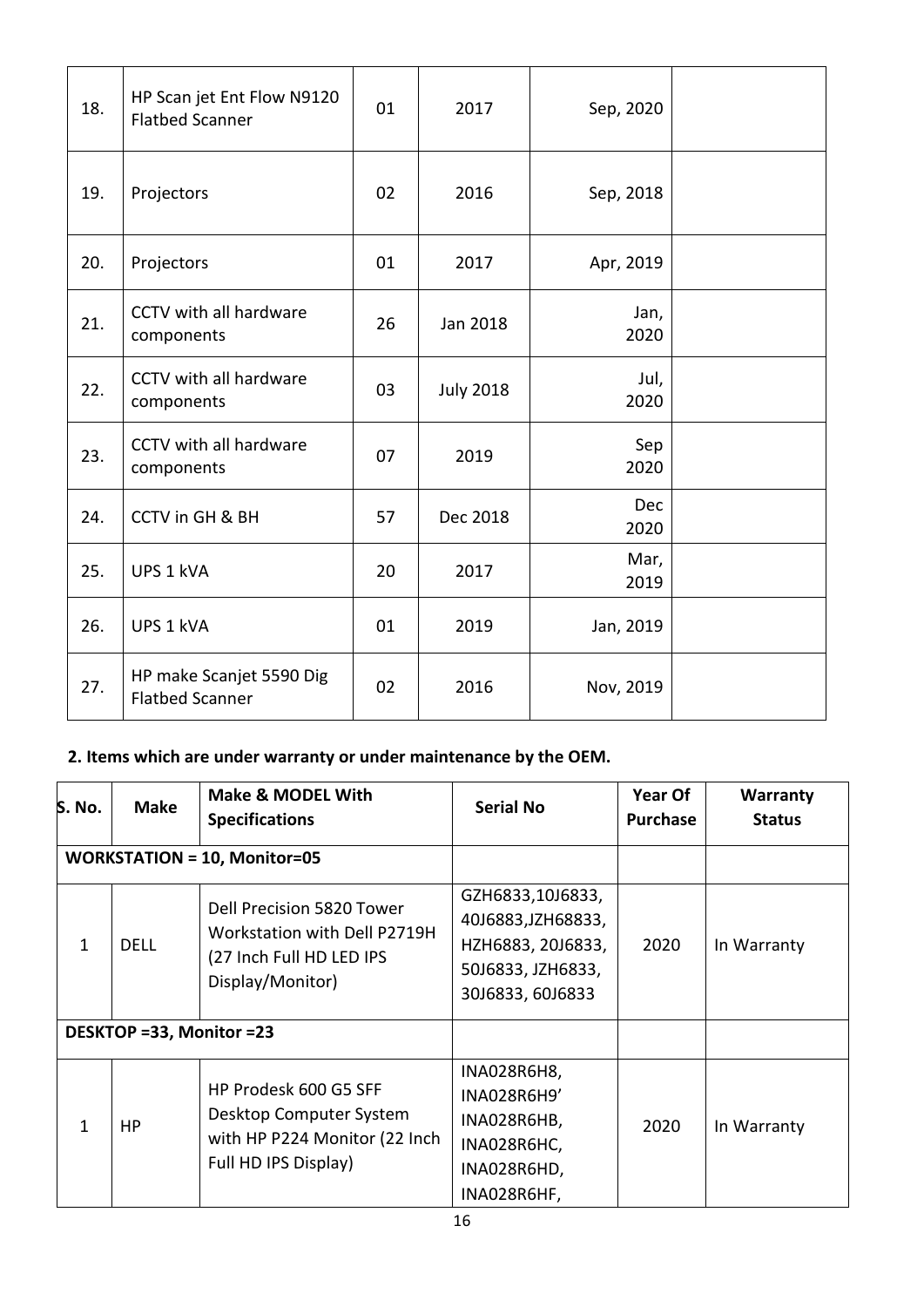| 18. | HP Scan jet Ent Flow N9120 Flatbed Scanner | 01 | 2017 | Sep, 2020 | |
|---|---|---|---|---|---|
| 19. | Projectors | 02 | 2016 | Sep, 2018 | |
| 20. | Projectors | 01 | 2017 | Apr, 2019 | |
| 21. | CCTV with all hardware components | 26 | Jan 2018 | Jan, 2020 | |
| 22. | CCTV with all hardware components | 03 | July 2018 | Jul, 2020 | |
| 23. | CCTV with all hardware components | 07 | 2019 | Sep 2020 | |
| 24. | CCTV in GH & BH | 57 | Dec 2018 | Dec 2020 | |
| 25. | UPS 1 kVA | 20 | 2017 | Mar, 2019 | |
| 26. | UPS 1 kVA | 01 | 2019 | Jan, 2019 | |
| 27. | HP make Scanjet 5590 Dig Flatbed Scanner | 02 | 2016 | Nov, 2019 | |

**2. Items which are under warranty or under maintenance by the OEM.**

| S. No. | Make | Make & MODEL With Specifications | Serial No | Year Of Purchase | Warranty Status |
|---|---|---|---|---|---|
| **WORKSTATION = 10, Monitor=05** | | | | | |
| 1 | DELL | Dell Precision 5820 Tower Workstation with Dell P2719H (27 Inch Full HD LED IPS Display/Monitor) | GZH6833,10J6833, 40J6883,JZH68833, HZH6883, 20J6833, 50J6833, JZH6833, 30J6833, 60J6833 | 2020 | In Warranty |
| **DESKTOP =33, Monitor =23** | | | | | |
| 1 | HP | HP Prodesk 600 G5 SFF Desktop Computer System with HP P224 Monitor (22 Inch Full HD IPS Display) | INA028R6H8, INA028R6H9' INA028R6HB, INA028R6HC, INA028R6HD, INA028R6HF, | 2020 | In Warranty |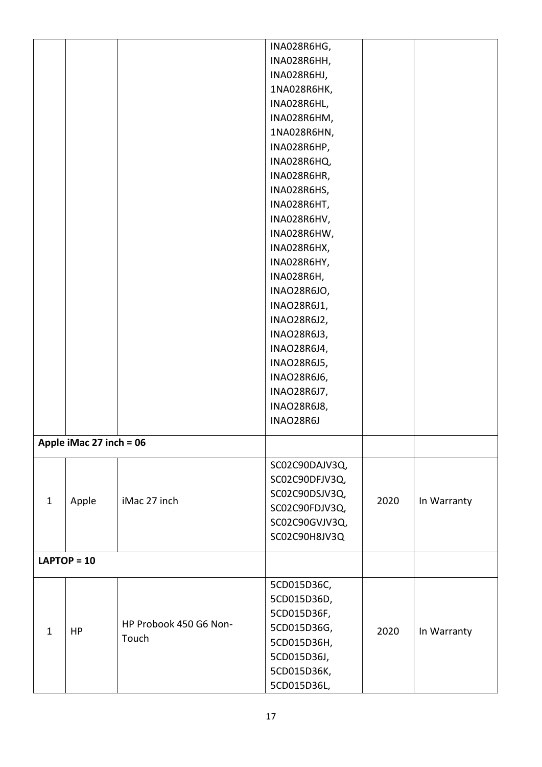| | | | INA028R6HG, INA028R6HH, INA028R6HJ, 1NA028R6HK, INA028R6HL, INA028R6HM, 1NA028R6HN, INA028R6HP, INA028R6HQ, INA028R6HR, INA028R6HS, INA028R6HT, INA028R6HV, INA028R6HW, INA028R6HX, INA028R6HY, INA028R6H, INAO28R6JO, INAO28R6J1, INAO28R6J2, INAO28R6J3, INAO28R6J4, INAO28R6J5, INAO28R6J6, INAO28R6J7, INAO28R6J8, INAO28R6J | | |
|---|---|---|---|---|---|
| **Apple iMac 27 inch = 06** | | | | | |
| 1 | Apple | iMac 27 inch | SC02C90DAJV3Q, SC02C90DFJV3Q, SC02C90DSJV3Q, SC02C90FDJV3Q, SC02C90GVJV3Q, SC02C90H8JV3Q | 2020 | In Warranty |
| **LAPTOP = 10** | | | | | |
| 1 | HP | HP Probook 450 G6 Non-Touch | 5CD015D36C, 5CD015D36D, 5CD015D36F, 5CD015D36G, 5CD015D36H, 5CD015D36J, 5CD015D36K, 5CD015D36L, | 2020 | In Warranty |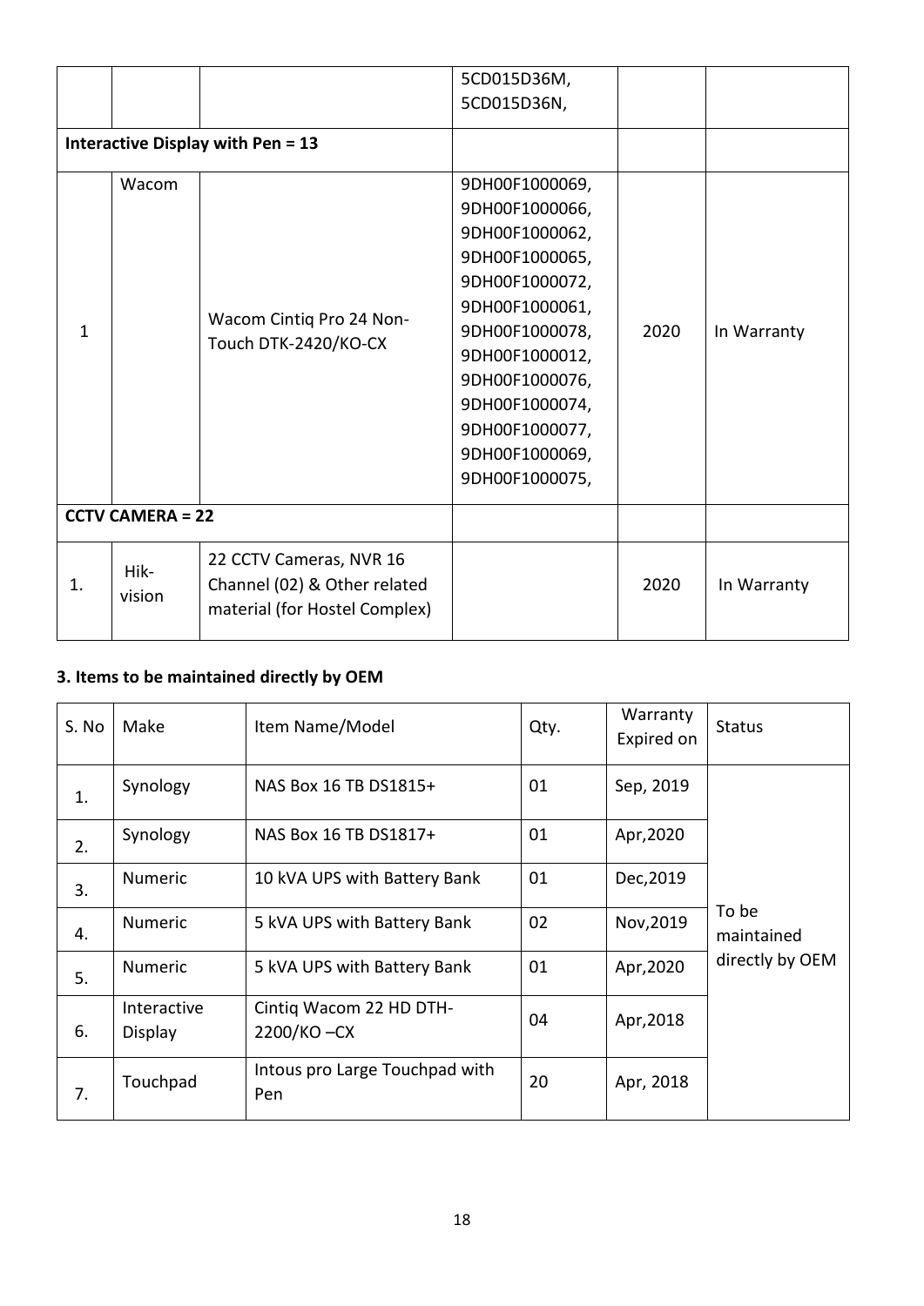| | | | 5CD015D36M, 5CD015D36N, | | |
|---|---|---|---|---|---|
| **Interactive Display with Pen = 13** | | | | | |
| 1 | Wacom | Wacom Cintiq Pro 24 Non-Touch DTK-2420/KO-CX | 9DH00F1000069, 9DH00F1000066, 9DH00F1000062, 9DH00F1000065, 9DH00F1000072, 9DH00F1000061, 9DH00F1000078, 9DH00F1000012, 9DH00F1000076, 9DH00F1000074, 9DH00F1000077, 9DH00F1000069, 9DH00F1000075, | 2020 | In Warranty |
| **CCTV CAMERA = 22** | | | | | |
| 1. | Hik-vision | 22 CCTV Cameras, NVR 16 Channel (02) & Other related material (for Hostel Complex) | | 2020 | In Warranty |

### 3. Items to be maintained directly by OEM

| S. No | Make | Item Name/Model | Qty. | Warranty Expired on | Status |
|---|---|---|---|---|---|
| 1. | Synology | NAS Box 16 TB DS1815+ | 01 | Sep, 2019 | To be maintained directly by OEM |
| 2. | Synology | NAS Box 16 TB DS1817+ | 01 | Apr,2020 | |
| 3. | Numeric | 10 kVA UPS with Battery Bank | 01 | Dec,2019 | |
| 4. | Numeric | 5 kVA UPS with Battery Bank | 02 | Nov,2019 | |
| 5. | Numeric | 5 kVA UPS with Battery Bank | 01 | Apr,2020 | |
| 6. | Interactive Display | Cintiq Wacom 22 HD DTH-2200/KO –CX | 04 | Apr,2018 | |
| 7. | Touchpad | Intous pro Large Touchpad with Pen | 20 | Apr, 2018 | |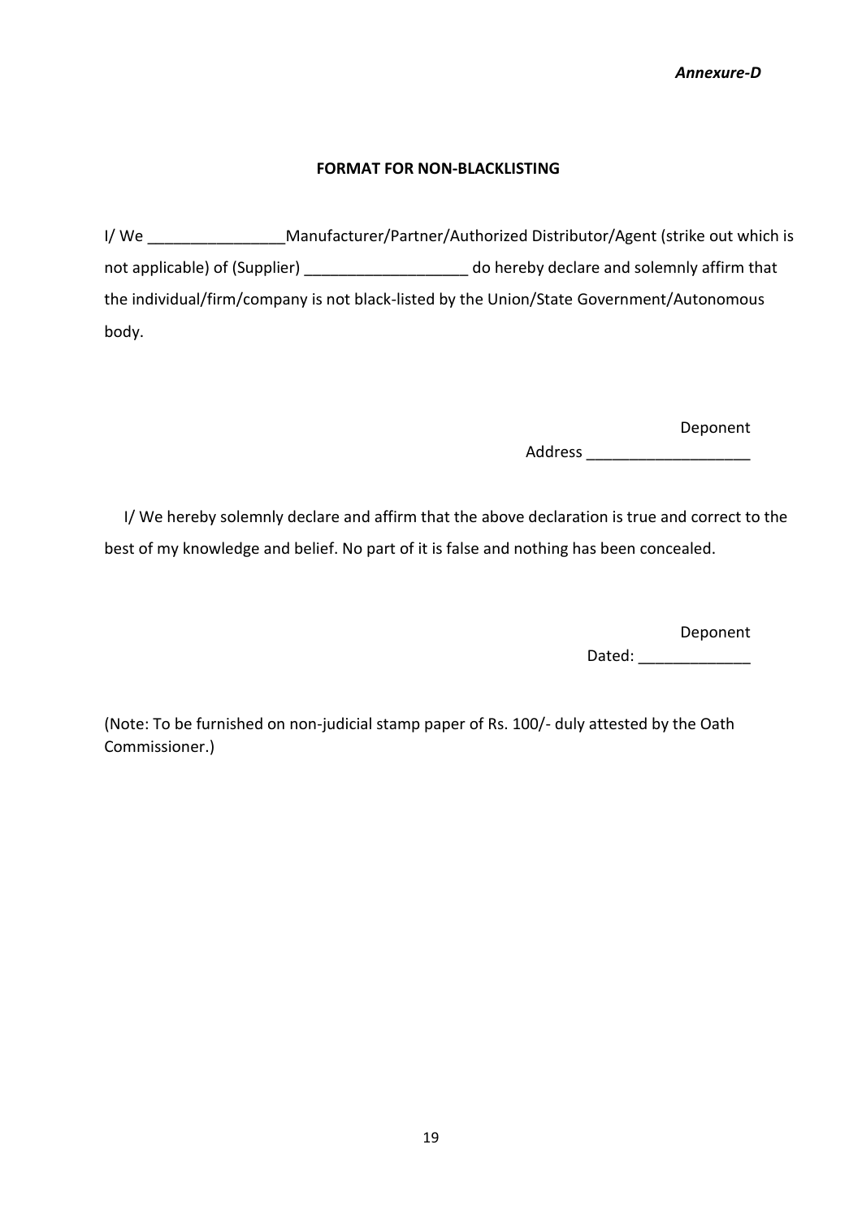*Annexure-D*

**FORMAT FOR NON-BLACKLISTING**

I/ We ________________Manufacturer/Partner/Authorized Distributor/Agent (strike out which is not applicable) of (Supplier) ___________________ do hereby declare and solemnly affirm that the individual/firm/company is not black-listed by the Union/State Government/Autonomous body.

Deponent

Address ___________________

I/ We hereby solemnly declare and affirm that the above declaration is true and correct to the best of my knowledge and belief. No part of it is false and nothing has been concealed.

Deponent

Dated: _____________

(Note: To be furnished on non-judicial stamp paper of Rs. 100/- duly attested by the Oath Commissioner.)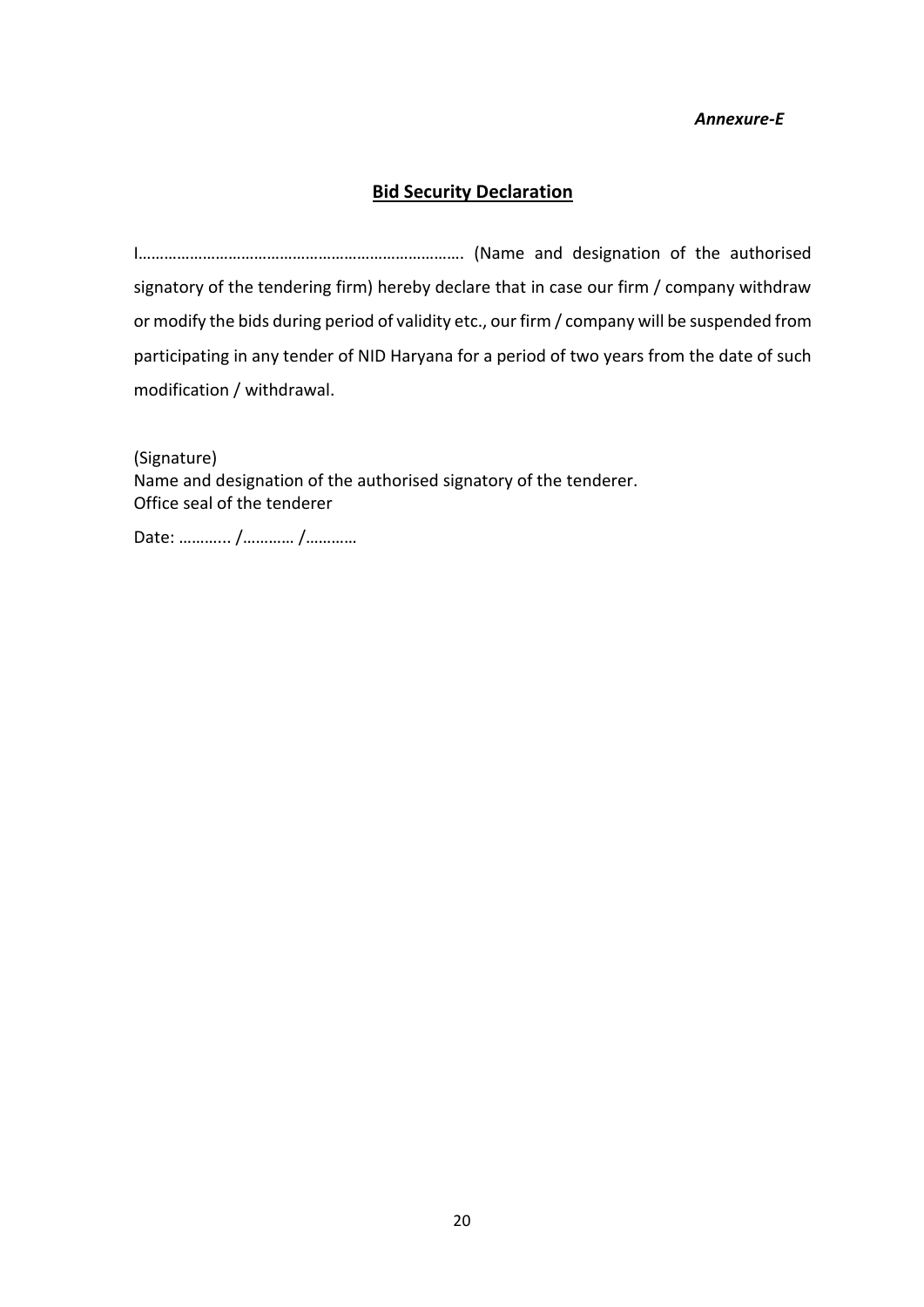***Annexure-E***

## **Bid Security Declaration**

I………………………………………………………………. (Name and designation of the authorised signatory of the tendering firm) hereby declare that in case our firm / company withdraw or modify the bids during period of validity etc., our firm / company will be suspended from participating in any tender of NID Haryana for a period of two years from the date of such modification / withdrawal.

(Signature)
Name and designation of the authorised signatory of the tenderer.
Office seal of the tenderer

Date: ……….. /………… /…………